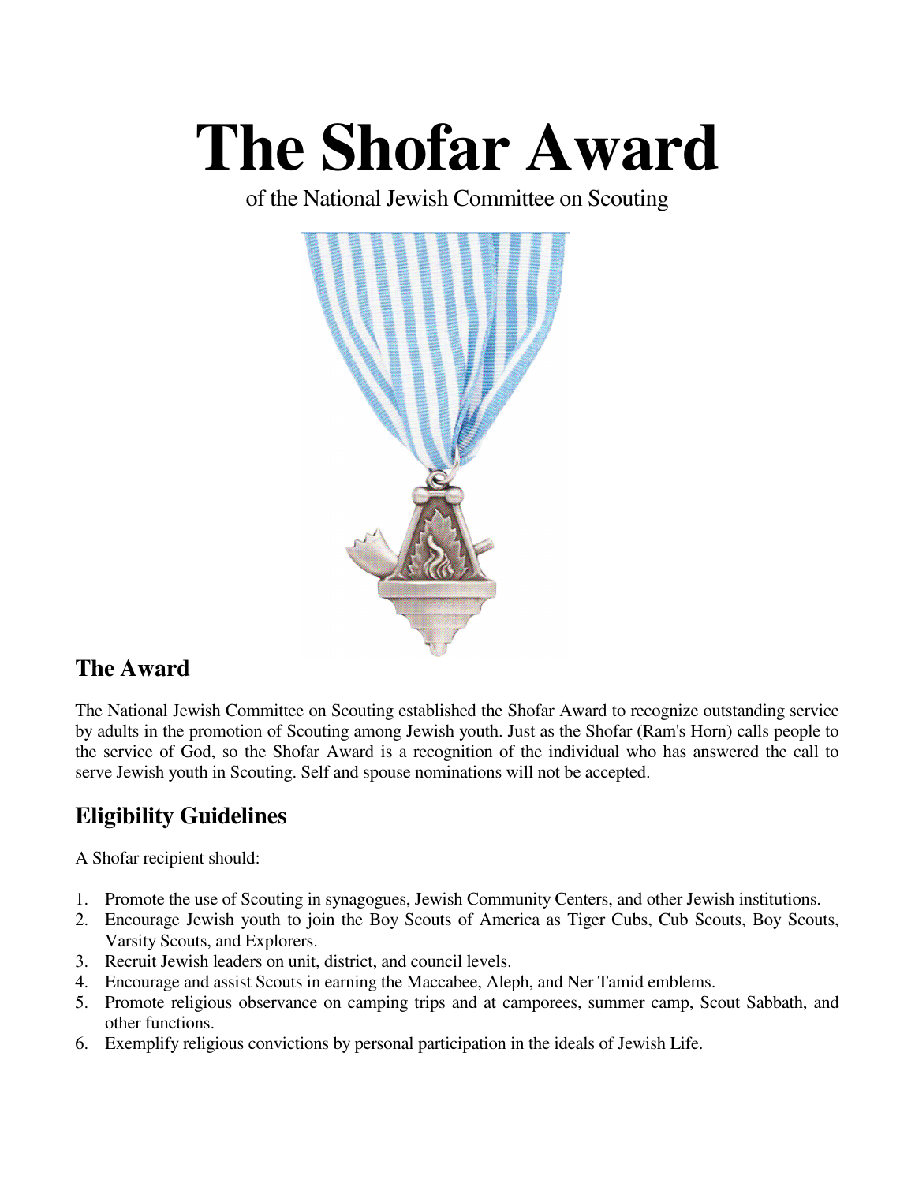# The Shofar Award

of the National Jewish Committee on Scouting

## The Award

The National Jewish Committee on Scouting established the Shofar Award to recognize outstanding service by adults in the promotion of Scouting among Jewish youth. Just as the Shofar (Ram's Horn) calls people to the service of God, so the Shofar Award is a recognition of the individual who has answered the call to serve Jewish youth in Scouting. Self and spouse nominations will not be accepted.

## Eligibility Guidelines

A Shofar recipient should:

1. Promote the use of Scouting in synagogues, Jewish Community Centers, and other Jewish institutions.
2. Encourage Jewish youth to join the Boy Scouts of America as Tiger Cubs, Cub Scouts, Boy Scouts, Varsity Scouts, and Explorers.
3. Recruit Jewish leaders on unit, district, and council levels.
4. Encourage and assist Scouts in earning the Maccabee, Aleph, and Ner Tamid emblems.
5. Promote religious observance on camping trips and at camporees, summer camp, Scout Sabbath, and other functions.
6. Exemplify religious convictions by personal participation in the ideals of Jewish Life.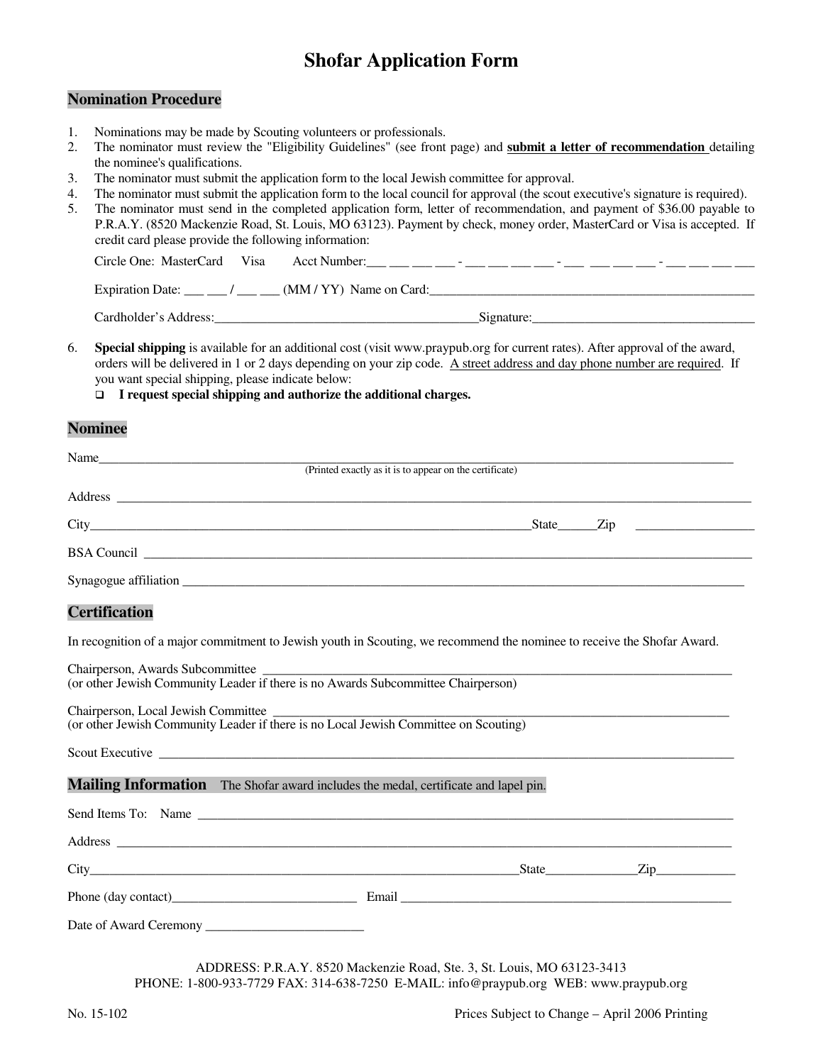# Shofar Application Form

## Nomination Procedure

1. Nominations may be made by Scouting volunteers or professionals.
2. The nominator must review the "Eligibility Guidelines" (see front page) and **submit a letter of recommendation** detailing the nominee's qualifications.
3. The nominator must submit the application form to the local Jewish committee for approval.
4. The nominator must submit the application form to the local council for approval (the scout executive's signature is required).
5. The nominator must send in the completed application form, letter of recommendation, and payment of $36.00 payable to P.R.A.Y. (8520 Mackenzie Road, St. Louis, MO 63123). Payment by check, money order, MasterCard or Visa is accepted. If credit card please provide the following information:

   Circle One: MasterCard Visa Acct Number:___ ___ ___ ___ - ___ ___ ___ ___ - ___ ___ ___ ___ - ___ ___ ___ ___

   Expiration Date: ___ ___ / ___ ___ (MM / YY) Name on Card:______________________________

   Cardholder's Address:______________________________ Signature:______________________________

6. **Special shipping** is available for an additional cost (visit www.praypub.org for current rates). After approval of the award, orders will be delivered in 1 or 2 days depending on your zip code. A street address and day phone number are required. If you want special shipping, please indicate below:
   - ❑ **I request special shipping and authorize the additional charges.**

## Nominee

Name______________________________
(Printed exactly as it is to appear on the certificate)

Address ______________________________

City______________________________ State______ Zip ______________

BSA Council ______________________________

Synagogue affiliation ______________________________

## Certification

In recognition of a major commitment to Jewish youth in Scouting, we recommend the nominee to receive the Shofar Award.

Chairperson, Awards Subcommittee ______________________________
(or other Jewish Community Leader if there is no Awards Subcommittee Chairperson)

Chairperson, Local Jewish Committee ______________________________
(or other Jewish Community Leader if there is no Local Jewish Committee on Scouting)

Scout Executive ______________________________

## Mailing Information

The Shofar award includes the medal, certificate and lapel pin.

Send Items To: Name ______________________________

Address ______________________________

City______________________________ State______________ Zip____________

Phone (day contact)______________________________ Email ______________________________

Date of Award Ceremony ________________________

ADDRESS: P.R.A.Y. 8520 Mackenzie Road, Ste. 3, St. Louis, MO 63123-3413
PHONE: 1-800-933-7729 FAX: 314-638-7250 E-MAIL: info@praypub.org WEB: www.praypub.org

No. 15-102 Prices Subject to Change – April 2006 Printing